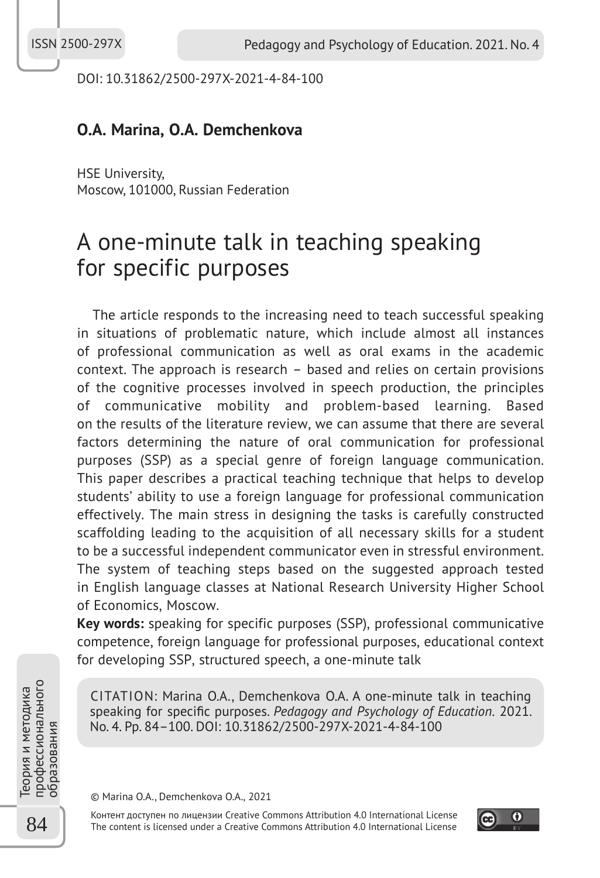DOI: 10.31862/2500-297X-2021-4-84-100

**O.A. Marina, O.A. Demchenkova**

HSE University,
Moscow, 101000, Russian Federation

# A one-minute talk in teaching speaking for specific purposes

The article responds to the increasing need to teach successful speaking in situations of problematic nature, which include almost all instances of professional communication as well as oral exams in the academic context. The approach is research – based and relies on certain provisions of the cognitive processes involved in speech production, the principles of communicative mobility and problem-based learning. Based on the results of the literature review, we can assume that there are several factors determining the nature of oral communication for professional purposes (SSP) as a special genre of foreign language communication. This paper describes a practical teaching technique that helps to develop students' ability to use a foreign language for professional communication effectively. The main stress in designing the tasks is carefully constructed scaffolding leading to the acquisition of all necessary skills for a student to be a successful independent communicator even in stressful environment. The system of teaching steps based on the suggested approach tested in English language classes at National Research University Higher School of Economics, Moscow.

**Key words:** speaking for specific purposes (SSP), professional communicative competence, foreign language for professional purposes, educational context for developing SSP, structured speech, a one-minute talk

CITATION: Marina O.A., Demchenkova O.A. A one-minute talk in teaching speaking for specific purposes. *Pedagogy and Psychology of Education.* 2021. No. 4. Pp. 84–100. DOI: 10.31862/2500-297X-2021-4-84-100

© Marina O.A., Demchenkova O.A., 2021

Контент доступен по лицензии Creative Commons Attribution 4.0 International License
The content is licensed under a Creative Commons Attribution 4.0 International License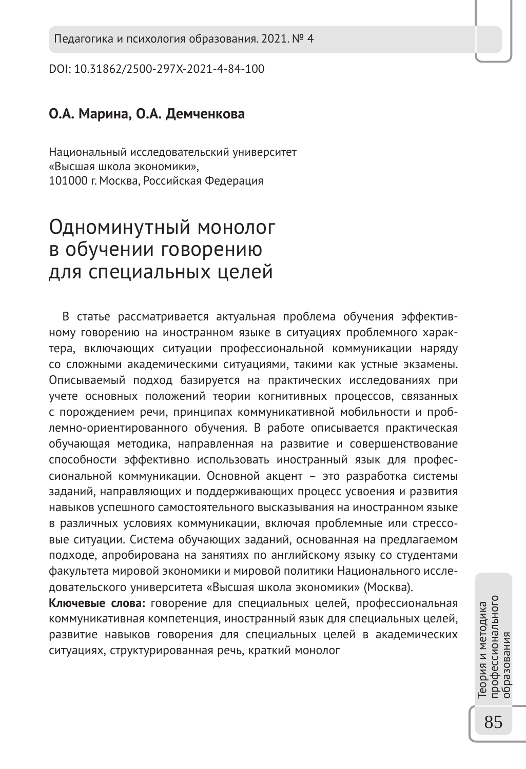DOI: 10.31862/2500-297X-2021-4-84-100

**О.А. Марина, О.А. Демченкова**

Национальный исследовательский университет
«Высшая школа экономики»,
101000 г. Москва, Российская Федерация

# Одноминутный монолог в обучении говорению для специальных целей

В статье рассматривается актуальная проблема обучения эффективному говорению на иностранном языке в ситуациях проблемного характера, включающих ситуации профессиональной коммуникации наряду со сложными академическими ситуациями, такими как устные экзамены. Описываемый подход базируется на практических исследованиях при учете основных положений теории когнитивных процессов, связанных с порождением речи, принципах коммуникативной мобильности и проблемно-ориентированного обучения. В работе описывается практическая обучающая методика, направленная на развитие и совершенствование способности эффективно использовать иностранный язык для профессиональной коммуникации. Основной акцент – это разработка системы заданий, направляющих и поддерживающих процесс усвоения и развития навыков успешного самостоятельного высказывания на иностранном языке в различных условиях коммуникации, включая проблемные или стрессовые ситуации. Система обучающих заданий, основанная на предлагаемом подходе, апробирована на занятиях по английскому языку со студентами факультета мировой экономики и мировой политики Национального исследовательского университета «Высшая школа экономики» (Москва).

**Ключевые слова:** говорение для специальных целей, профессиональная коммуникативная компетенция, иностранный язык для специальных целей, развитие навыков говорения для специальных целей в академических ситуациях, структурированная речь, краткий монолог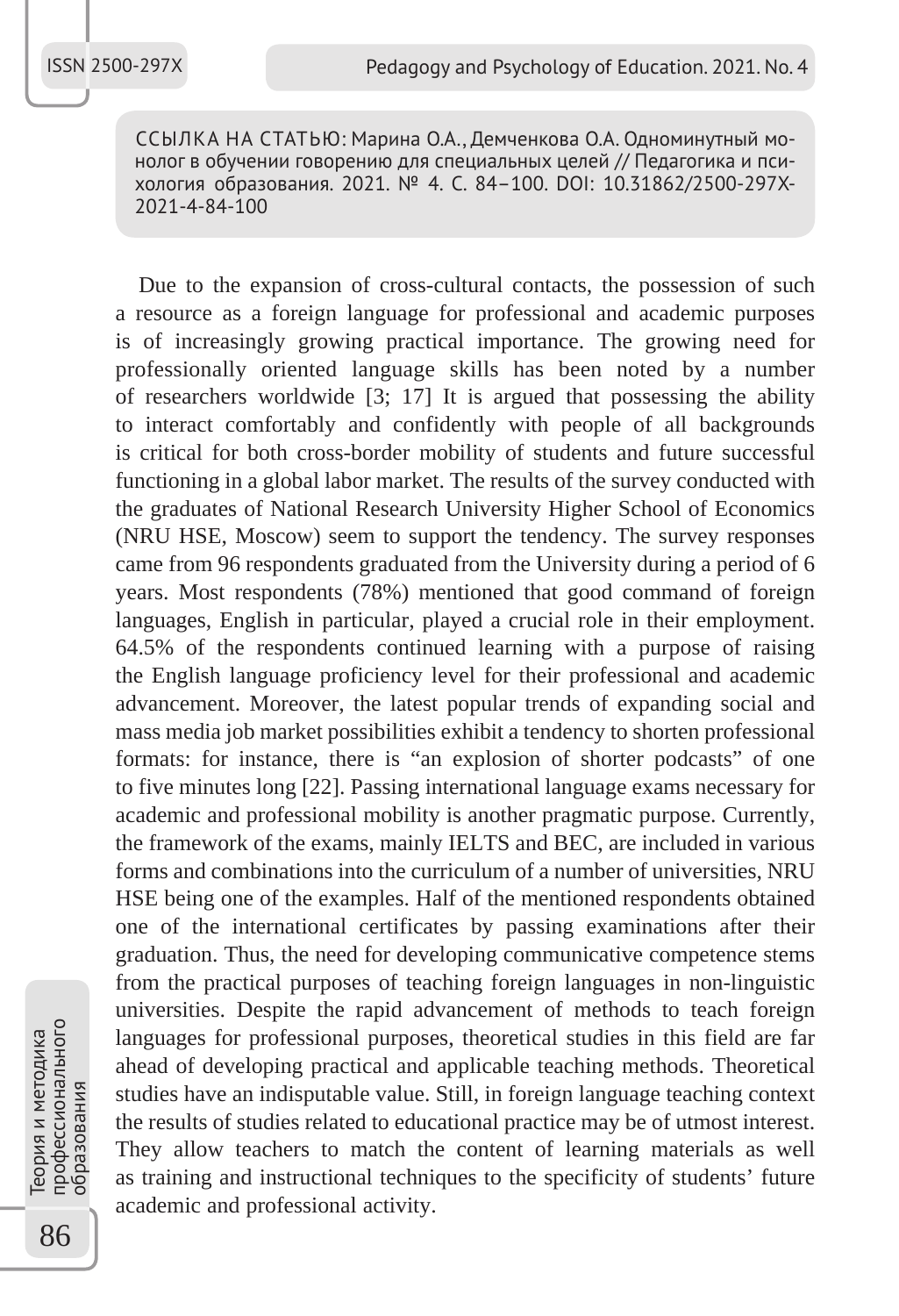ССЫЛКА НА СТАТЬЮ: Марина О.А., Демченкова О.А. Одноминутный монолог в обучении говорению для специальных целей // Педагогика и психология образования. 2021. № 4. С. 84–100. DOI: 10.31862/2500-297X-2021-4-84-100

Due to the expansion of cross-cultural contacts, the possession of such a resource as a foreign language for professional and academic purposes is of increasingly growing practical importance. The growing need for professionally oriented language skills has been noted by a number of researchers worldwide [3; 17] It is argued that possessing the ability to interact comfortably and confidently with people of all backgrounds is critical for both cross-border mobility of students and future successful functioning in a global labor market. The results of the survey conducted with the graduates of National Research University Higher School of Economics (NRU HSE, Moscow) seem to support the tendency. The survey responses came from 96 respondents graduated from the University during a period of 6 years. Most respondents (78%) mentioned that good command of foreign languages, English in particular, played a crucial role in their employment. 64.5% of the respondents continued learning with a purpose of raising the English language proficiency level for their professional and academic advancement. Moreover, the latest popular trends of expanding social and mass media job market possibilities exhibit a tendency to shorten professional formats: for instance, there is "an explosion of shorter podcasts" of one to five minutes long [22]. Passing international language exams necessary for academic and professional mobility is another pragmatic purpose. Currently, the framework of the exams, mainly IELTS and BEC, are included in various forms and combinations into the curriculum of a number of universities, NRU HSE being one of the examples. Half of the mentioned respondents obtained one of the international certificates by passing examinations after their graduation. Thus, the need for developing communicative competence stems from the practical purposes of teaching foreign languages in non-linguistic universities. Despite the rapid advancement of methods to teach foreign languages for professional purposes, theoretical studies in this field are far ahead of developing practical and applicable teaching methods. Theoretical studies have an indisputable value. Still, in foreign language teaching context the results of studies related to educational practice may be of utmost interest. They allow teachers to match the content of learning materials as well as training and instructional techniques to the specificity of students' future academic and professional activity.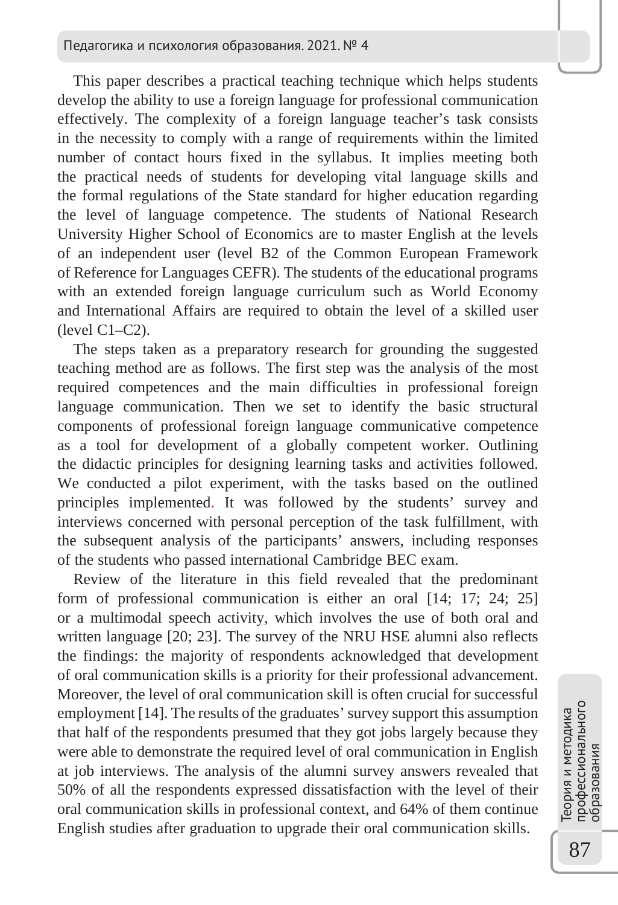This paper describes a practical teaching technique which helps students develop the ability to use a foreign language for professional communication effectively. The complexity of a foreign language teacher's task consists in the necessity to comply with a range of requirements within the limited number of contact hours fixed in the syllabus. It implies meeting both the practical needs of students for developing vital language skills and the formal regulations of the State standard for higher education regarding the level of language competence. The students of National Research University Higher School of Economics are to master English at the levels of an independent user (level B2 of the Common European Framework of Reference for Languages CEFR). The students of the educational programs with an extended foreign language curriculum such as World Economy and International Affairs are required to obtain the level of a skilled user (level C1–C2).

The steps taken as a preparatory research for grounding the suggested teaching method are as follows. The first step was the analysis of the most required competences and the main difficulties in professional foreign language communication. Then we set to identify the basic structural components of professional foreign language communicative competence as a tool for development of a globally competent worker. Outlining the didactic principles for designing learning tasks and activities followed. We conducted a pilot experiment, with the tasks based on the outlined principles implemented. It was followed by the students' survey and interviews concerned with personal perception of the task fulfillment, with the subsequent analysis of the participants' answers, including responses of the students who passed international Cambridge BEC exam.

Review of the literature in this field revealed that the predominant form of professional communication is either an oral [14; 17; 24; 25] or a multimodal speech activity, which involves the use of both oral and written language [20; 23]. The survey of the NRU HSE alumni also reflects the findings: the majority of respondents acknowledged that development of oral communication skills is a priority for their professional advancement. Moreover, the level of oral communication skill is often crucial for successful employment [14]. The results of the graduates' survey support this assumption that half of the respondents presumed that they got jobs largely because they were able to demonstrate the required level of oral communication in English at job interviews. The analysis of the alumni survey answers revealed that 50% of all the respondents expressed dissatisfaction with the level of their oral communication skills in professional context, and 64% of them continue English studies after graduation to upgrade their oral communication skills.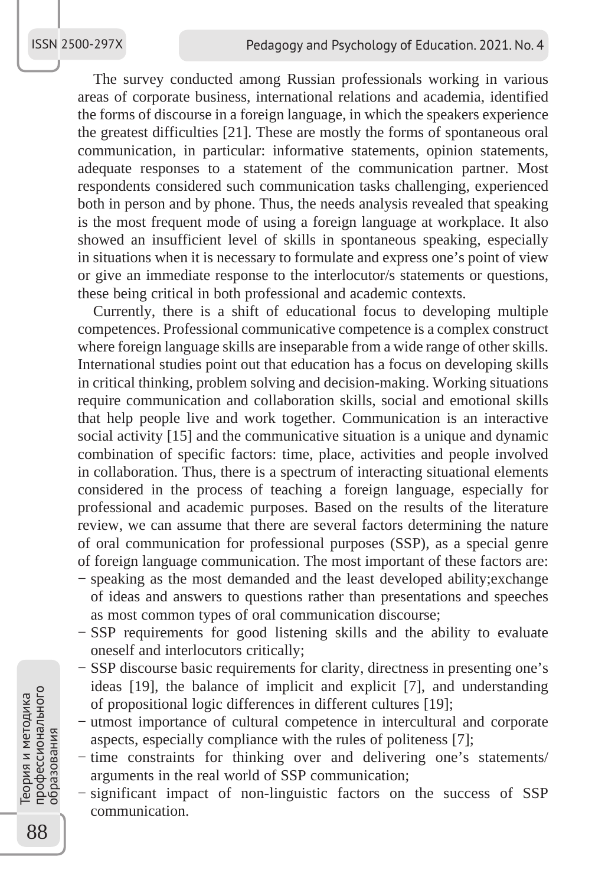The survey conducted among Russian professionals working in various areas of corporate business, international relations and academia, identified the forms of discourse in a foreign language, in which the speakers experience the greatest difficulties [21]. These are mostly the forms of spontaneous oral communication, in particular: informative statements, opinion statements, adequate responses to a statement of the communication partner. Most respondents considered such communication tasks challenging, experienced both in person and by phone. Thus, the needs analysis revealed that speaking is the most frequent mode of using a foreign language at workplace. It also showed an insufficient level of skills in spontaneous speaking, especially in situations when it is necessary to formulate and express one's point of view or give an immediate response to the interlocutor/s statements or questions, these being critical in both professional and academic contexts.

Currently, there is a shift of educational focus to developing multiple competences. Professional communicative competence is a complex construct where foreign language skills are inseparable from a wide range of other skills. International studies point out that education has a focus on developing skills in critical thinking, problem solving and decision-making. Working situations require communication and collaboration skills, social and emotional skills that help people live and work together. Communication is an interactive social activity [15] and the communicative situation is a unique and dynamic combination of specific factors: time, place, activities and people involved in collaboration. Thus, there is a spectrum of interacting situational elements considered in the process of teaching a foreign language, especially for professional and academic purposes. Based on the results of the literature review, we can assume that there are several factors determining the nature of oral communication for professional purposes (SSP), as a special genre of foreign language communication. The most important of these factors are:

- speaking as the most demanded and the least developed ability;exchange of ideas and answers to questions rather than presentations and speeches as most common types of oral communication discourse;
- SSP requirements for good listening skills and the ability to evaluate oneself and interlocutors critically;
- SSP discourse basic requirements for clarity, directness in presenting one's ideas [19], the balance of implicit and explicit [7], and understanding of propositional logic differences in different cultures [19];
- utmost importance of cultural competence in intercultural and corporate aspects, especially compliance with the rules of politeness [7];
- time constraints for thinking over and delivering one's statements/ arguments in the real world of SSP communication;
- significant impact of non-linguistic factors on the success of SSP communication.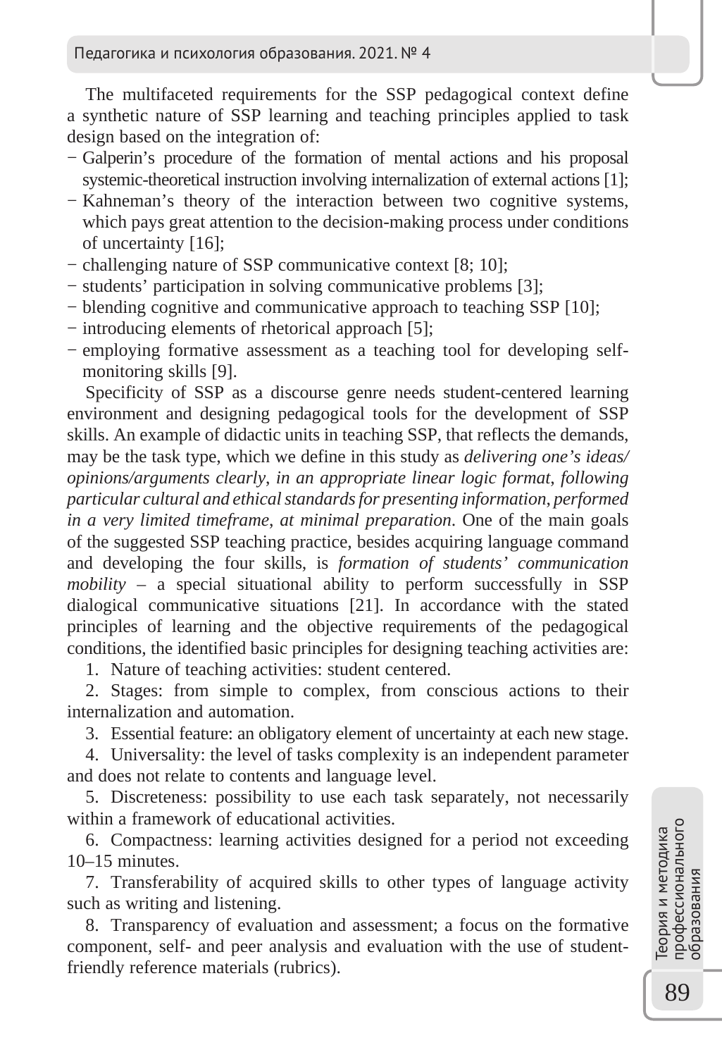The multifaceted requirements for the SSP pedagogical context define a synthetic nature of SSP learning and teaching principles applied to task design based on the integration of:

- Galperin's procedure of the formation of mental actions and his proposal systemic-theoretical instruction involving internalization of external actions [1];
- Kahneman's theory of the interaction between two cognitive systems, which pays great attention to the decision-making process under conditions of uncertainty [16];
- challenging nature of SSP communicative context [8; 10];
- students' participation in solving communicative problems [3];
- blending cognitive and communicative approach to teaching SSP [10];
- introducing elements of rhetorical approach [5];
- employing formative assessment as a teaching tool for developing self-monitoring skills [9].

Specificity of SSP as a discourse genre needs student-centered learning environment and designing pedagogical tools for the development of SSP skills. An example of didactic units in teaching SSP, that reflects the demands, may be the task type, which we define in this study as *delivering one's ideas/opinions/arguments clearly, in an appropriate linear logic format, following particular cultural and ethical standards for presenting information, performed in a very limited timeframe, at minimal preparation*. One of the main goals of the suggested SSP teaching practice, besides acquiring language command and developing the four skills, is *formation of students' communication mobility* – a special situational ability to perform successfully in SSP dialogical communicative situations [21]. In accordance with the stated principles of learning and the objective requirements of the pedagogical conditions, the identified basic principles for designing teaching activities are:

1. Nature of teaching activities: student centered.
2. Stages: from simple to complex, from conscious actions to their internalization and automation.
3. Essential feature: an obligatory element of uncertainty at each new stage.
4. Universality: the level of tasks complexity is an independent parameter and does not relate to contents and language level.
5. Discreteness: possibility to use each task separately, not necessarily within a framework of educational activities.
6. Compactness: learning activities designed for a period not exceeding 10–15 minutes.
7. Transferability of acquired skills to other types of language activity such as writing and listening.
8. Transparency of evaluation and assessment; a focus on the formative component, self- and peer analysis and evaluation with the use of student-friendly reference materials (rubrics).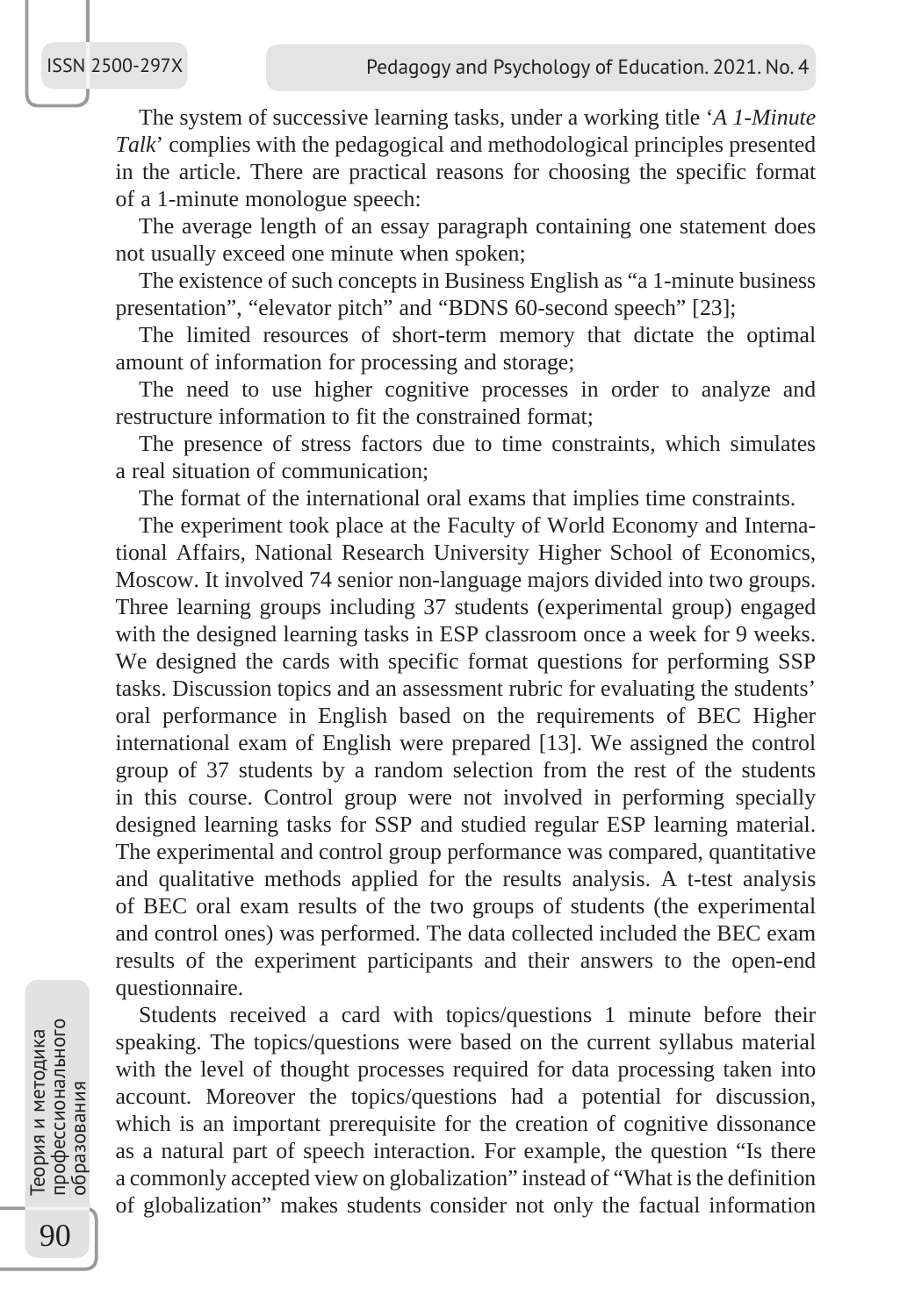The system of successive learning tasks, under a working title '*A 1-Minute Talk*' complies with the pedagogical and methodological principles presented in the article. There are practical reasons for choosing the specific format of a 1-minute monologue speech:

The average length of an essay paragraph containing one statement does not usually exceed one minute when spoken;

The existence of such concepts in Business English as "a 1-minute business presentation", "elevator pitch" and "BDNS 60-second speech" [23];

The limited resources of short-term memory that dictate the optimal amount of information for processing and storage;

The need to use higher cognitive processes in order to analyze and restructure information to fit the constrained format;

The presence of stress factors due to time constraints, which simulates a real situation of communication;

The format of the international oral exams that implies time constraints.

The experiment took place at the Faculty of World Economy and International Affairs, National Research University Higher School of Economics, Moscow. It involved 74 senior non-language majors divided into two groups. Three learning groups including 37 students (experimental group) engaged with the designed learning tasks in ESP classroom once a week for 9 weeks. We designed the cards with specific format questions for performing SSP tasks. Discussion topics and an assessment rubric for evaluating the students' oral performance in English based on the requirements of BEC Higher international exam of English were prepared [13]. We assigned the control group of 37 students by a random selection from the rest of the students in this course. Control group were not involved in performing specially designed learning tasks for SSP and studied regular ESP learning material. The experimental and control group performance was compared, quantitative and qualitative methods applied for the results analysis. A t-test analysis of BEC oral exam results of the two groups of students (the experimental and control ones) was performed. The data collected included the BEC exam results of the experiment participants and their answers to the open-end questionnaire.

Students received a card with topics/questions 1 minute before their speaking. The topics/questions were based on the current syllabus material with the level of thought processes required for data processing taken into account. Moreover the topics/questions had a potential for discussion, which is an important prerequisite for the creation of cognitive dissonance as a natural part of speech interaction. For example, the question "Is there a commonly accepted view on globalization" instead of "What is the definition of globalization" makes students consider not only the factual information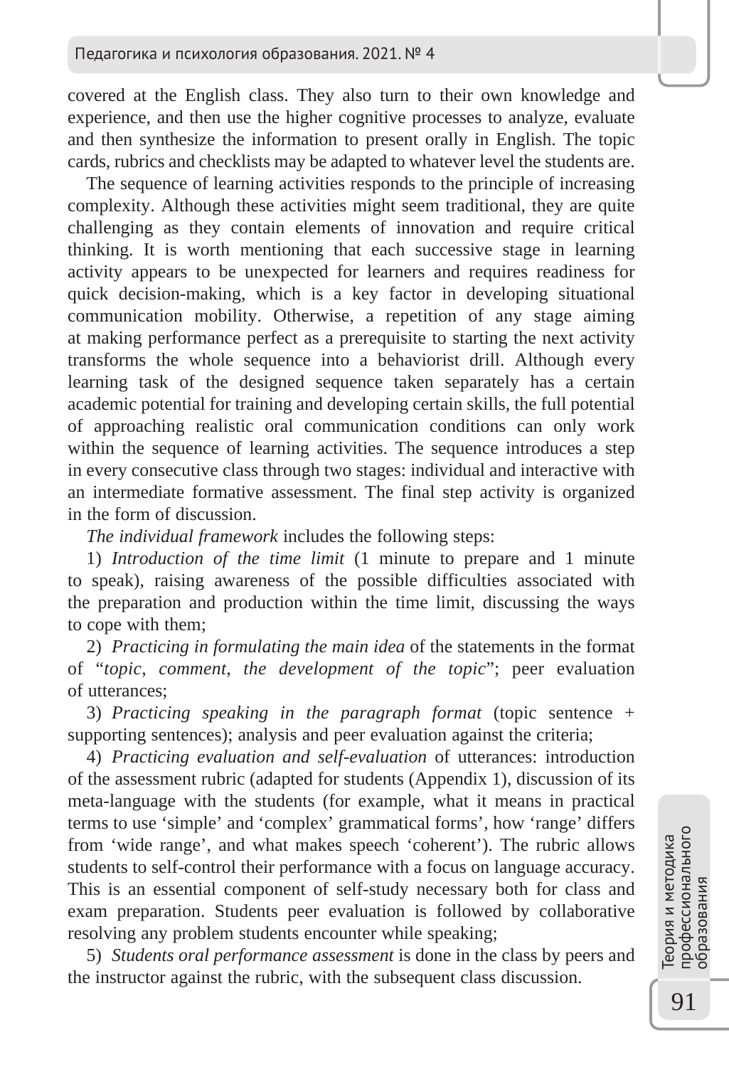covered at the English class. They also turn to their own knowledge and experience, and then use the higher cognitive processes to analyze, evaluate and then synthesize the information to present orally in English. The topic cards, rubrics and checklists may be adapted to whatever level the students are.

The sequence of learning activities responds to the principle of increasing complexity. Although these activities might seem traditional, they are quite challenging as they contain elements of innovation and require critical thinking. It is worth mentioning that each successive stage in learning activity appears to be unexpected for learners and requires readiness for quick decision-making, which is a key factor in developing situational communication mobility. Otherwise, a repetition of any stage aiming at making performance perfect as a prerequisite to starting the next activity transforms the whole sequence into a behaviorist drill. Although every learning task of the designed sequence taken separately has a certain academic potential for training and developing certain skills, the full potential of approaching realistic oral communication conditions can only work within the sequence of learning activities. The sequence introduces a step in every consecutive class through two stages: individual and interactive with an intermediate formative assessment. The final step activity is organized in the form of discussion.

*The individual framework* includes the following steps:

1) *Introduction of the time limit* (1 minute to prepare and 1 minute to speak), raising awareness of the possible difficulties associated with the preparation and production within the time limit, discussing the ways to cope with them;

2) *Practicing in formulating the main idea* of the statements in the format of "*topic, comment, the development of the topic*"; peer evaluation of utterances;

3) *Practicing speaking in the paragraph format* (topic sentence + supporting sentences); analysis and peer evaluation against the criteria;

4) *Practicing evaluation and self-evaluation* of utterances: introduction of the assessment rubric (adapted for students (Appendix 1), discussion of its meta-language with the students (for example, what it means in practical terms to use 'simple' and 'complex' grammatical forms', how 'range' differs from 'wide range', and what makes speech 'coherent'). The rubric allows students to self-control their performance with a focus on language accuracy. This is an essential component of self-study necessary both for class and exam preparation. Students peer evaluation is followed by collaborative resolving any problem students encounter while speaking;

5) *Students oral performance assessment* is done in the class by peers and the instructor against the rubric, with the subsequent class discussion.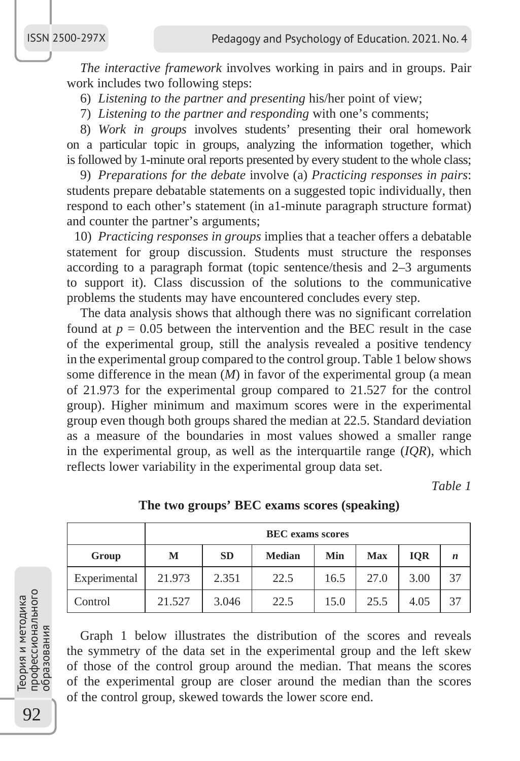*The interactive framework* involves working in pairs and in groups. Pair work includes two following steps:

6) *Listening to the partner and presenting* his/her point of view;

7) *Listening to the partner and responding* with one's comments;

8) *Work in groups* involves students' presenting their oral homework on a particular topic in groups, analyzing the information together, which is followed by 1-minute oral reports presented by every student to the whole class;

9) *Preparations for the debate* involve (a) *Practicing responses in pairs*: students prepare debatable statements on a suggested topic individually, then respond to each other's statement (in a1-minute paragraph structure format) and counter the partner's arguments;

10) *Practicing responses in groups* implies that a teacher offers a debatable statement for group discussion. Students must structure the responses according to a paragraph format (topic sentence/thesis and 2–3 arguments to support it). Class discussion of the solutions to the communicative problems the students may have encountered concludes every step.

The data analysis shows that although there was no significant correlation found at $p = 0.05$ between the intervention and the BEC result in the case of the experimental group, still the analysis revealed a positive tendency in the experimental group compared to the control group. Table 1 below shows some difference in the mean ($M$) in favor of the experimental group (a mean of 21.973 for the experimental group compared to 21.527 for the control group). Higher minimum and maximum scores were in the experimental group even though both groups shared the median at 22.5. Standard deviation as a measure of the boundaries in most values showed a smaller range in the experimental group, as well as the interquartile range ($IQR$), which reflects lower variability in the experimental group data set.

*Table 1*

**The two groups' BEC exams scores (speaking)**

| | **BEC exams scores** | | | | | | |
|---|---|---|---|---|---|---|---|
| **Group** | **M** | **SD** | **Median** | **Min** | **Max** | **IQR** | ***n*** |
| Experimental | 21.973 | 2.351 | 22.5 | 16.5 | 27.0 | 3.00 | 37 |
| Control | 21.527 | 3.046 | 22.5 | 15.0 | 25.5 | 4.05 | 37 |

Graph 1 below illustrates the distribution of the scores and reveals the symmetry of the data set in the experimental group and the left skew of those of the control group around the median. That means the scores of the experimental group are closer around the median than the scores of the control group, skewed towards the lower score end.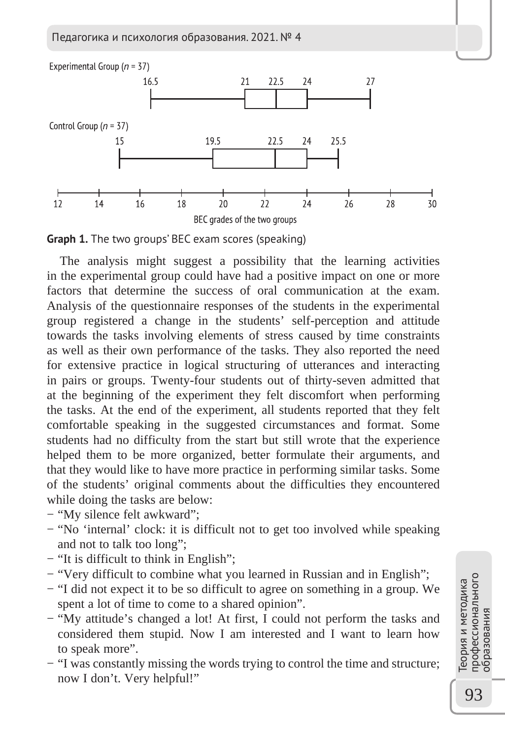Experimental Group ($n$ = 37)

16.5 21 22.5 24 27

Control Group ($n$ = 37)

15 19.5 22.5 24 25.5

12 14 16 18 20 22 24 26 28 30

BEC grades of the two groups

**Graph 1.** The two groups' BEC exam scores (speaking)

The analysis might suggest a possibility that the learning activities in the experimental group could have had a positive impact on one or more factors that determine the success of oral communication at the exam. Analysis of the questionnaire responses of the students in the experimental group registered a change in the students' self-perception and attitude towards the tasks involving elements of stress caused by time constraints as well as their own performance of the tasks. They also reported the need for extensive practice in logical structuring of utterances and interacting in pairs or groups. Twenty-four students out of thirty-seven admitted that at the beginning of the experiment they felt discomfort when performing the tasks. At the end of the experiment, all students reported that they felt comfortable speaking in the suggested circumstances and format. Some students had no difficulty from the start but still wrote that the experience helped them to be more organized, better formulate their arguments, and that they would like to have more practice in performing similar tasks. Some of the students' original comments about the difficulties they encountered while doing the tasks are below:

- "My silence felt awkward";
- "No 'internal' clock: it is difficult not to get too involved while speaking and not to talk too long";
- "It is difficult to think in English";
- "Very difficult to combine what you learned in Russian and in English";
- "I did not expect it to be so difficult to agree on something in a group. We spent a lot of time to come to a shared opinion".
- "My attitude's changed a lot! At first, I could not perform the tasks and considered them stupid. Now I am interested and I want to learn how to speak more".
- "I was constantly missing the words trying to control the time and structure; now I don't. Very helpful!"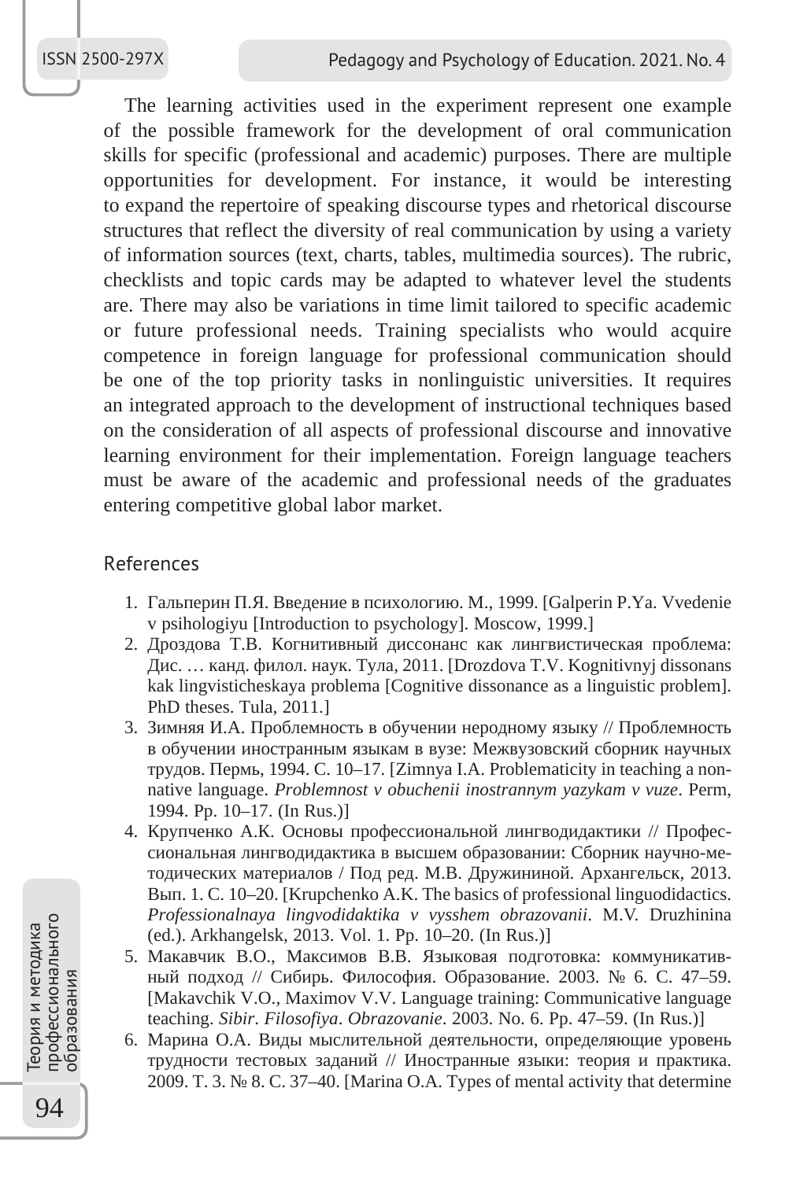The learning activities used in the experiment represent one example of the possible framework for the development of oral communication skills for specific (professional and academic) purposes. There are multiple opportunities for development. For instance, it would be interesting to expand the repertoire of speaking discourse types and rhetorical discourse structures that reflect the diversity of real communication by using a variety of information sources (text, charts, tables, multimedia sources). The rubric, checklists and topic cards may be adapted to whatever level the students are. There may also be variations in time limit tailored to specific academic or future professional needs. Training specialists who would acquire competence in foreign language for professional communication should be one of the top priority tasks in nonlinguistic universities. It requires an integrated approach to the development of instructional techniques based on the consideration of all aspects of professional discourse and innovative learning environment for their implementation. Foreign language teachers must be aware of the academic and professional needs of the graduates entering competitive global labor market.

## References

1. Гальперин П.Я. Введение в психологию. М., 1999. [Galperin P.Ya. Vvedenie v psihologiyu [Introduction to psychology]. Moscow, 1999.]
2. Дроздова Т.В. Когнитивный диссонанс как лингвистическая проблема: Дис. … канд. филол. наук. Тула, 2011. [Drozdova T.V. Kognitivnyj dissonans kak lingvisticheskaya problema [Cognitive dissonance as a linguistic problem]. PhD theses. Tula, 2011.]
3. Зимняя И.А. Проблемность в обучении неродному языку // Проблемность в обучении иностранным языкам в вузе: Межвузовский сборник научных трудов. Пермь, 1994. С. 10–17. [Zimnya I.A. Problematicity in teaching a non-native language. *Problemnost v obuchenii inostrannym yazykam v vuze*. Perm, 1994. Pp. 10–17. (In Rus.)]
4. Крупченко А.К. Основы профессиональной лингводидактики // Профессиональная лингводидактика в высшем образовании: Сборник научно-методических материалов / Под ред. М.В. Дружининой. Архангельск, 2013. Вып. 1. С. 10–20. [Krupchenko A.K. The basics of professional linguodidactics. *Professionalnaya lingvodidaktika v vysshem obrazovanii*. M.V. Druzhinina (ed.). Arkhangelsk, 2013. Vol. 1. Pp. 10–20. (In Rus.)]
5. Макавчик В.О., Максимов В.В. Языковая подготовка: коммуникативный подход // Сибирь. Философия. Образование. 2003. № 6. С. 47–59. [Makavchik V.O., Maximov V.V. Language training: Communicative language teaching. *Sibir. Filosofiya. Obrazovanie*. 2003. No. 6. Pp. 47–59. (In Rus.)]
6. Марина О.А. Виды мыслительной деятельности, определяющие уровень трудности тестовых заданий // Иностранные языки: теория и практика. 2009. Т. 3. № 8. С. 37–40. [Marina O.A. Types of mental activity that determine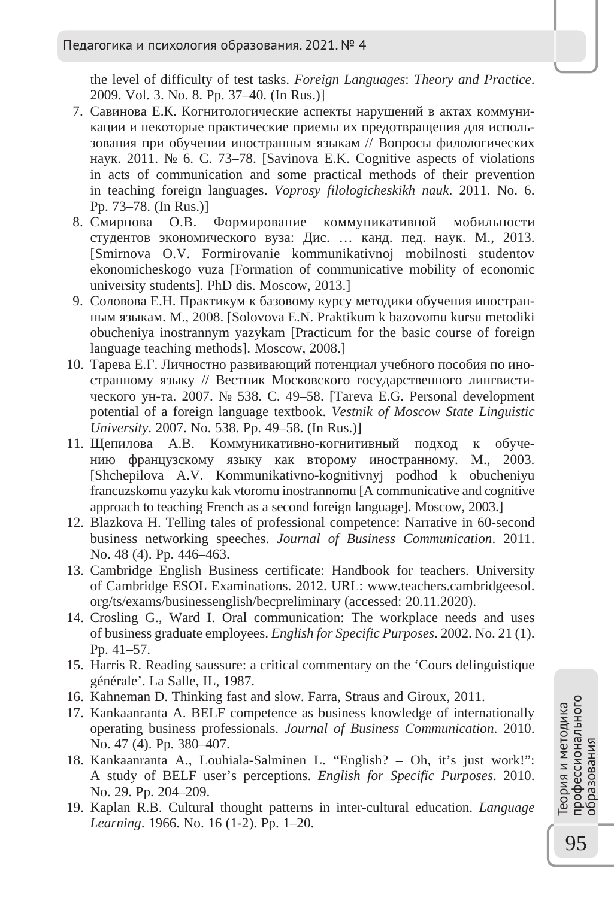the level of difficulty of test tasks. *Foreign Languages*: *Theory and Practice*. 2009. Vol. 3. No. 8. Pp. 37–40. (In Rus.)]

7. Савинова Е.К. Когнитологические аспекты нарушений в актах коммуникации и некоторые практические приемы их предотвращения для использования при обучении иностранным языкам // Вопросы филологических наук. 2011. № 6. С. 73–78. [Savinova E.K. Cognitive aspects of violations in acts of communication and some practical methods of their prevention in teaching foreign languages. *Voprosy filologicheskikh nauk*. 2011. No. 6. Pp. 73–78. (In Rus.)]
8. Смирнова О.В. Формирование коммуникативной мобильности студентов экономического вуза: Дис. … канд. пед. наук. М., 2013. [Smirnova O.V. Formirovanie kommunikativnoj mobilnosti studentov ekonomicheskogo vuza [Formation of communicative mobility of economic university students]. PhD dis. Moscow, 2013.]
9. Соловова Е.Н. Практикум к базовому курсу методики обучения иностранным языкам. М., 2008. [Solovova E.N. Praktikum k bazovomu kursu metodiki obucheniya inostrannym yazykam [Practicum for the basic course of foreign language teaching methods]. Moscow, 2008.]
10. Тарева Е.Г. Личностно развивающий потенциал учебного пособия по иностранному языку // Вестник Московского государственного лингвистического ун-та. 2007. № 538. С. 49–58. [Tareva E.G. Personal development potential of a foreign language textbook. *Vestnik of Moscow State Linguistic University*. 2007. No. 538. Pp. 49–58. (In Rus.)]
11. Щепилова А.В. Коммуникативно-когнитивный подход к обучению французскому языку как второму иностранному. М., 2003. [Shchepilova A.V. Kommunikativno-kognitivnyj podhod k obucheniyu francuzskomu yazyku kak vtoromu inostrannomu [A communicative and cognitive approach to teaching French as a second foreign language]. Moscow, 2003.]
12. Blazkova H. Telling tales of professional competence: Narrative in 60-second business networking speeches. *Journal of Business Communication*. 2011. No. 48 (4). Pp. 446–463.
13. Cambridge English Business certificate: Handbook for teachers. University of Cambridge ESOL Examinations. 2012. URL: www.teachers.cambridgeesol.org/ts/exams/businessenglish/becpreliminary (accessed: 20.11.2020).
14. Crosling G., Ward I. Oral communication: The workplace needs and uses of business graduate employees. *English for Specific Purposes*. 2002. No. 21 (1). Pp. 41–57.
15. Harris R. Reading saussure: a critical commentary on the ‘Cours delinguistique générale’. La Salle, IL, 1987.
16. Kahneman D. Thinking fast and slow. Farra, Straus and Giroux, 2011.
17. Kankaanranta A. BELF competence as business knowledge of internationally operating business professionals. *Journal of Business Communication*. 2010. No. 47 (4). Pp. 380–407.
18. Kankaanranta A., Louhiala-Salminen L. “English? – Oh, it’s just work!”: A study of BELF user’s perceptions. *English for Specific Purposes*. 2010. No. 29. Pp. 204–209.
19. Kaplan R.B. Cultural thought patterns in inter-cultural education. *Language Learning*. 1966. No. 16 (1-2). Pp. 1–20.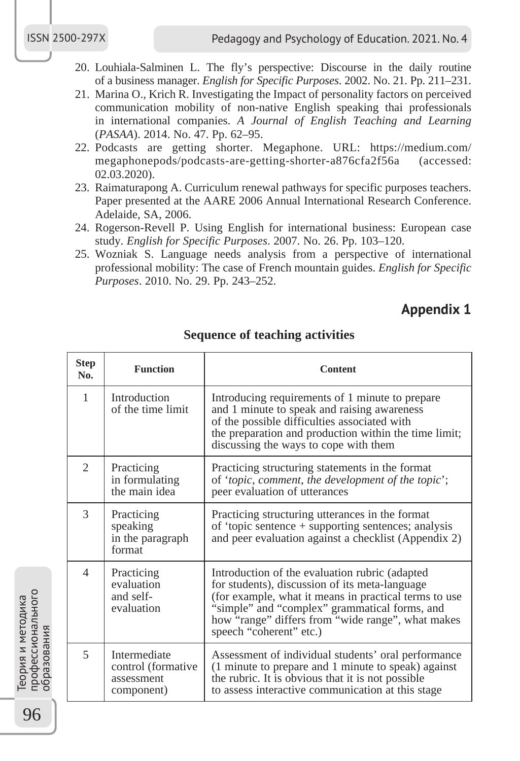20. Louhiala-Salminen L. The fly's perspective: Discourse in the daily routine of a business manager. *English for Specific Purposes*. 2002. No. 21. Pp. 211–231.
21. Marina O., Krich R. Investigating the Impact of personality factors on perceived communication mobility of non-native English speaking thai professionals in international companies. *A Journal of English Teaching and Learning* (*PASAA*). 2014. No. 47. Pp. 62–95.
22. Podcasts are getting shorter. Megaphone. URL: https://medium.com/megaphonepods/podcasts-are-getting-shorter-a876cfa2f56a (accessed: 02.03.2020).
23. Raimaturapong A. Curriculum renewal pathways for specific purposes teachers. Paper presented at the AARE 2006 Annual International Research Conference. Adelaide, SA, 2006.
24. Rogerson-Revell P. Using English for international business: European case study. *English for Specific Purposes*. 2007. No. 26. Pp. 103–120.
25. Wozniak S. Language needs analysis from a perspective of international professional mobility: The case of French mountain guides. *English for Specific Purposes*. 2010. No. 29. Pp. 243–252.

## Appendix 1

**Sequence of teaching activities**

| Step No. | Function | Content |
|---|---|---|
| 1 | Introduction of the time limit | Introducing requirements of 1 minute to prepare and 1 minute to speak and raising awareness of the possible difficulties associated with the preparation and production within the time limit; discussing the ways to cope with them |
| 2 | Practicing in formulating the main idea | Practicing structuring statements in the format of '*topic*, *comment*, *the development of the topic*'; peer evaluation of utterances |
| 3 | Practicing speaking in the paragraph format | Practicing structuring utterances in the format of 'topic sentence + supporting sentences; analysis and peer evaluation against a checklist (Appendix 2) |
| 4 | Practicing evaluation and self-evaluation | Introduction of the evaluation rubric (adapted for students), discussion of its meta-language (for example, what it means in practical terms to use "simple" and "complex" grammatical forms, and how "range" differs from "wide range", what makes speech "coherent" etc.) |
| 5 | Intermediate control (formative assessment component) | Assessment of individual students' oral performance (1 minute to prepare and 1 minute to speak) against the rubric. It is obvious that it is not possible to assess interactive communication at this stage |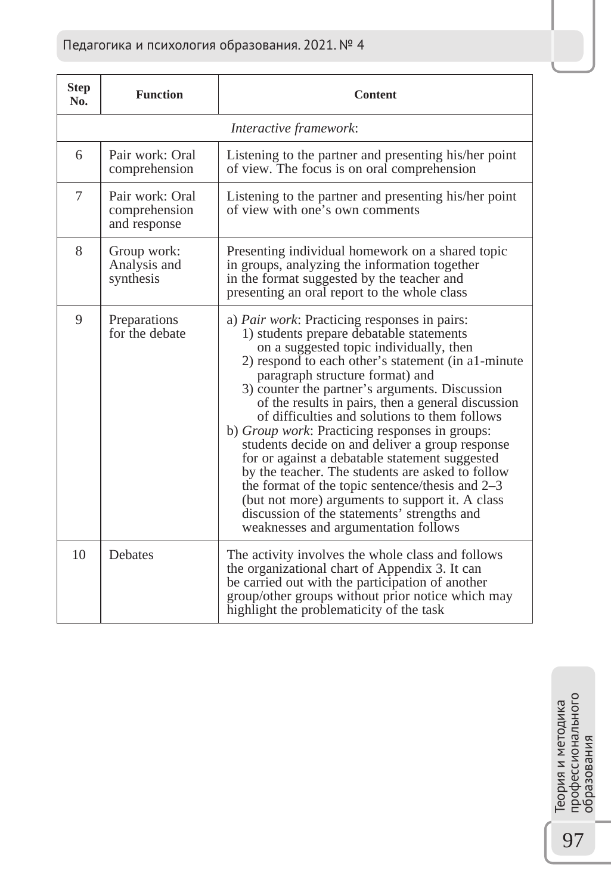| Step No. | Function | Content |
|---|---|---|
| | | *Interactive framework*: |
| 6 | Pair work: Oral comprehension | Listening to the partner and presenting his/her point of view. The focus is on oral comprehension |
| 7 | Pair work: Oral comprehension and response | Listening to the partner and presenting his/her point of view with one's own comments |
| 8 | Group work: Analysis and synthesis | Presenting individual homework on a shared topic in groups, analyzing the information together in the format suggested by the teacher and presenting an oral report to the whole class |
| 9 | Preparations for the debate | a) *Pair work*: Practicing responses in pairs: 1) students prepare debatable statements on a suggested topic individually, then 2) respond to each other's statement (in a1-minute paragraph structure format) and 3) counter the partner's arguments. Discussion of the results in pairs, then a general discussion of difficulties and solutions to them follows b) *Group work*: Practicing responses in groups: students decide on and deliver a group response for or against a debatable statement suggested by the teacher. The students are asked to follow the format of the topic sentence/thesis and 2–3 (but not more) arguments to support it. A class discussion of the statements' strengths and weaknesses and argumentation follows |
| 10 | Debates | The activity involves the whole class and follows the organizational chart of Appendix 3. It can be carried out with the participation of another group/other groups without prior notice which may highlight the problematicity of the task |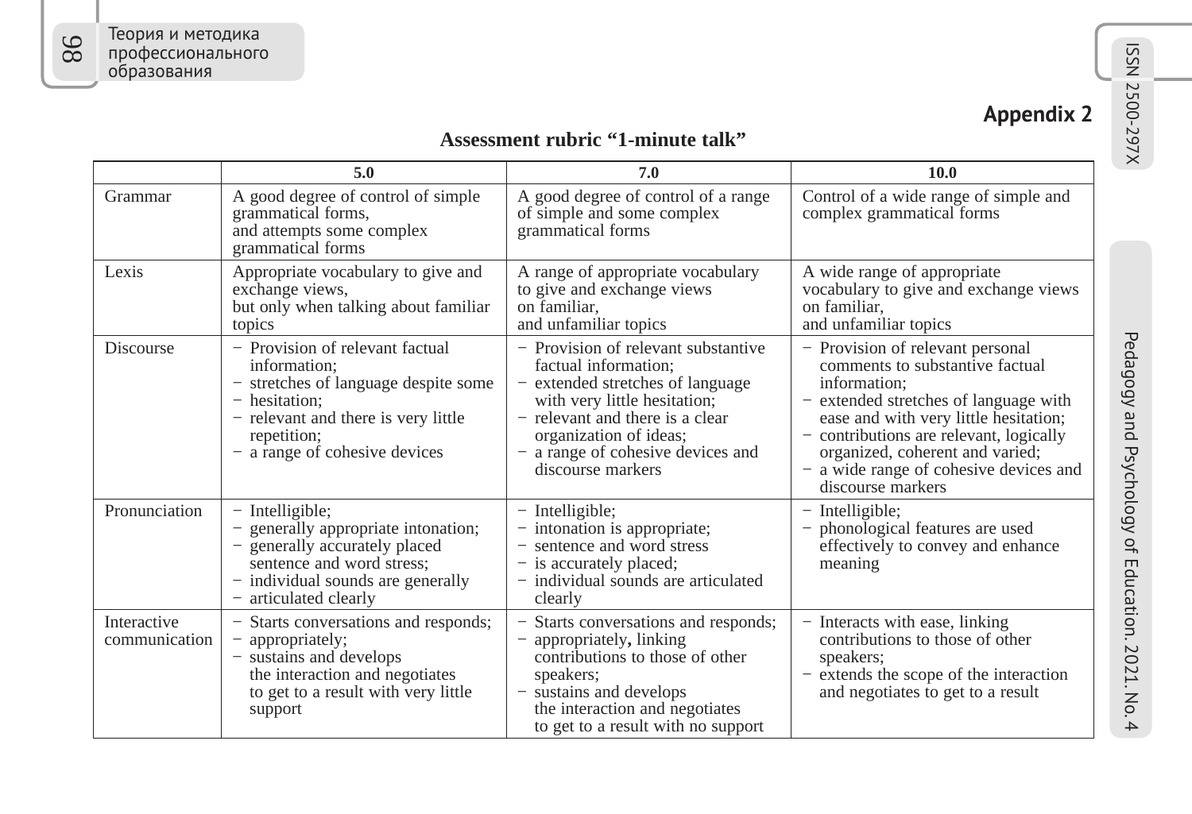## Appendix 2

**Assessment rubric "1-minute talk"**

| | 5.0 | 7.0 | 10.0 |
|---|---|---|---|
| Grammar | A good degree of control of simple grammatical forms, and attempts some complex grammatical forms | A good degree of control of a range of simple and some complex grammatical forms | Control of a wide range of simple and complex grammatical forms |
| Lexis | Appropriate vocabulary to give and exchange views, but only when talking about familiar topics | A range of appropriate vocabulary to give and exchange views on familiar, and unfamiliar topics | A wide range of appropriate vocabulary to give and exchange views on familiar, and unfamiliar topics |
| Discourse | − Provision of relevant factual information;<br>− stretches of language despite some<br>− hesitation;<br>− relevant and there is very little repetition;<br>− a range of cohesive devices | − Provision of relevant substantive factual information;<br>− extended stretches of language with very little hesitation;<br>− relevant and there is a clear organization of ideas;<br>− a range of cohesive devices and discourse markers | − Provision of relevant personal comments to substantive factual information;<br>− extended stretches of language with ease and with very little hesitation;<br>− contributions are relevant, logically organized, coherent and varied;<br>− a wide range of cohesive devices and discourse markers |
| Pronunciation | − Intelligible;<br>− generally appropriate intonation;<br>− generally accurately placed sentence and word stress;<br>− individual sounds are generally<br>− articulated clearly | − Intelligible;<br>− intonation is appropriate;<br>− sentence and word stress<br>− is accurately placed;<br>− individual sounds are articulated clearly | − Intelligible;<br>− phonological features are used effectively to convey and enhance meaning |
| Interactive communication | − Starts conversations and responds;<br>− appropriately;<br>− sustains and develops the interaction and negotiates to get to a result with very little support | − Starts conversations and responds;<br>− appropriately**,** linking contributions to those of other speakers;<br>− sustains and develops the interaction and negotiates to get to a result with no support | − Interacts with ease, linking contributions to those of other speakers;<br>− extends the scope of the interaction and negotiates to get to a result |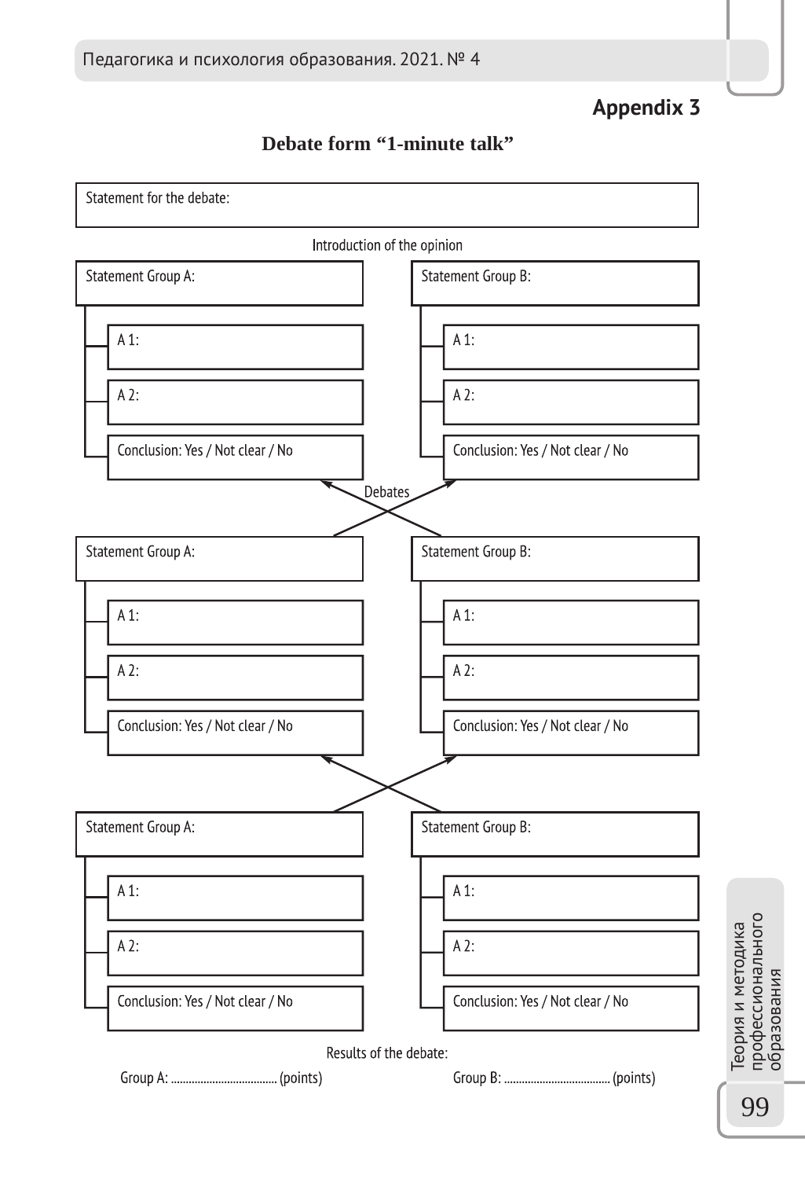## Appendix 3

### Debate form "1-minute talk"

Statement for the debate:

Introduction of the opinion

| Statement Group A: | Statement Group B: |
|---|---|
| A 1: | A 1: |
| A 2: | A 2: |
| Conclusion: Yes / Not clear / No | Conclusion: Yes / Not clear / No |

Debates

| Statement Group A: | Statement Group B: |
|---|---|
| A 1: | A 1: |
| A 2: | A 2: |
| Conclusion: Yes / Not clear / No | Conclusion: Yes / Not clear / No |

| Statement Group A: | Statement Group B: |
|---|---|
| A 1: | A 1: |
| A 2: | A 2: |
| Conclusion: Yes / Not clear / No | Conclusion: Yes / Not clear / No |

Results of the debate:

Group A: .................................... (points) Group B: .................................... (points)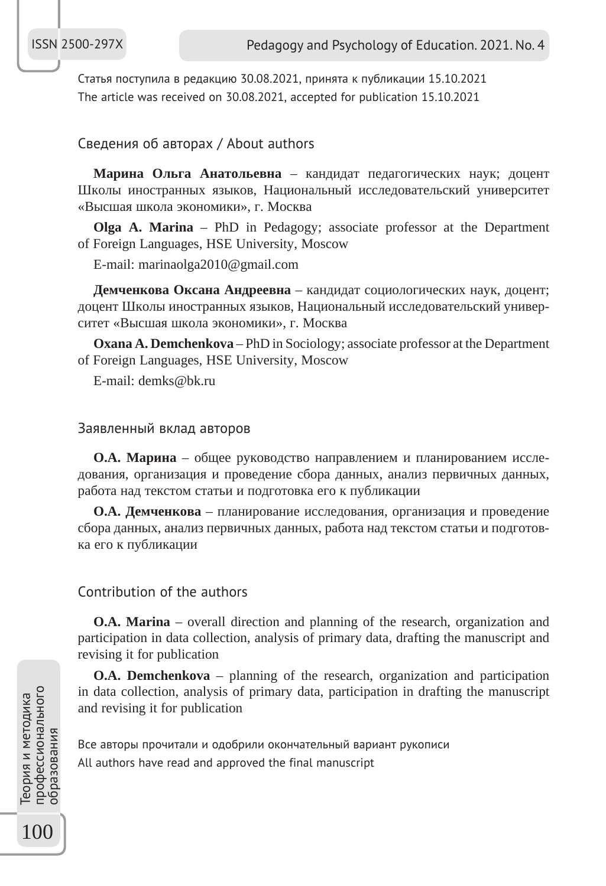Статья поступила в редакцию 30.08.2021, принята к публикации 15.10.2021
The article was received on 30.08.2021, accepted for publication 15.10.2021

## Сведения об авторах / About authors

**Марина Ольга Анатольевна** – кандидат педагогических наук; доцент Школы иностранных языков, Национальный исследовательский университет «Высшая школа экономики», г. Москва

**Olga A. Marina** – PhD in Pedagogy; associate professor at the Department of Foreign Languages, HSE University, Moscow

E-mail: marinaolga2010@gmail.com

**Демченкова Оксана Андреевна** – кандидат социологических наук, доцент; доцент Школы иностранных языков, Национальный исследовательский университет «Высшая школа экономики», г. Москва

**Oxana A. Demchenkova** – PhD in Sociology; associate professor at the Department of Foreign Languages, HSE University, Moscow

E-mail: demks@bk.ru

## Заявленный вклад авторов

**О.А. Марина** – общее руководство направлением и планированием исследования, организация и проведение сбора данных, анализ первичных данных, работа над текстом статьи и подготовка его к публикации

**О.А. Демченкова** – планирование исследования, организация и проведение сбора данных, анализ первичных данных, работа над текстом статьи и подготовка его к публикации

## Contribution of the authors

**O.A. Marina** – overall direction and planning of the research, organization and participation in data collection, analysis of primary data, drafting the manuscript and revising it for publication

**O.A. Demchenkova** – planning of the research, organization and participation in data collection, analysis of primary data, participation in drafting the manuscript and revising it for publication

Все авторы прочитали и одобрили окончательный вариант рукописи
All authors have read and approved the final manuscript